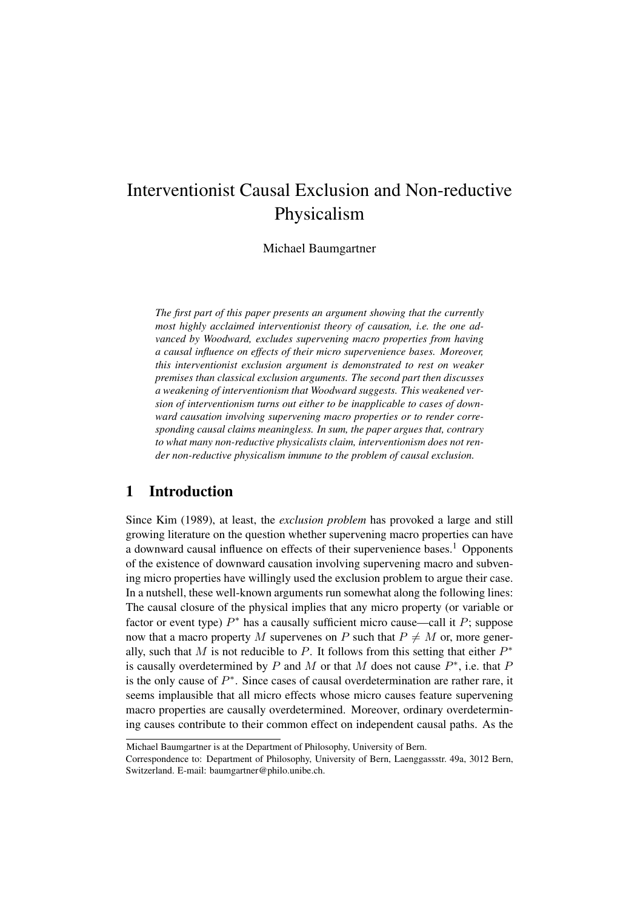# Interventionist Causal Exclusion and Non-reductive Physicalism

Michael Baumgartner

*The first part of this paper presents an argument showing that the currently most highly acclaimed interventionist theory of causation, i.e. the one advanced by Woodward, excludes supervening macro properties from having a causal influence on effects of their micro supervenience bases. Moreover, this interventionist exclusion argument is demonstrated to rest on weaker premises than classical exclusion arguments. The second part then discusses a weakening of interventionism that Woodward suggests. This weakened version of interventionism turns out either to be inapplicable to cases of downward causation involving supervening macro properties or to render corresponding causal claims meaningless. In sum, the paper argues that, contrary to what many non-reductive physicalists claim, interventionism does not render non-reductive physicalism immune to the problem of causal exclusion.*

## 1 Introduction

Since Kim (1989), at least, the *exclusion problem* has provoked a large and still growing literature on the question whether supervening macro properties can have a downward causal influence on effects of their supervenience bases.[1] Opponents of the existence of downward causation involving supervening macro and subvening micro properties have willingly used the exclusion problem to argue their case. In a nutshell, these well-known arguments run somewhat along the following lines: The causal closure of the physical implies that any micro property (or variable or factor or event type) $P^*$ has a causally sufficient micro cause—call it $P$; suppose now that a macro property $M$ supervenes on $P$ such that $P \neq M$ or, more generally, such that $M$ is not reducible to $P$. It follows from this setting that either $P^*$ is causally overdetermined by $P$ and $M$ or that $M$ does not cause $P^*$, i.e. that $P$ is the only cause of $P^*$. Since cases of causal overdetermination are rather rare, it seems implausible that all micro effects whose micro causes feature supervening macro properties are causally overdetermined. Moreover, ordinary overdetermining causes contribute to their common effect on independent causal paths. As the

---

Michael Baumgartner is at the Department of Philosophy, University of Bern.

Correspondence to: Department of Philosophy, University of Bern, Laenggassstr. 49a, 3012 Bern, Switzerland. E-mail: baumgartner@philo.unibe.ch.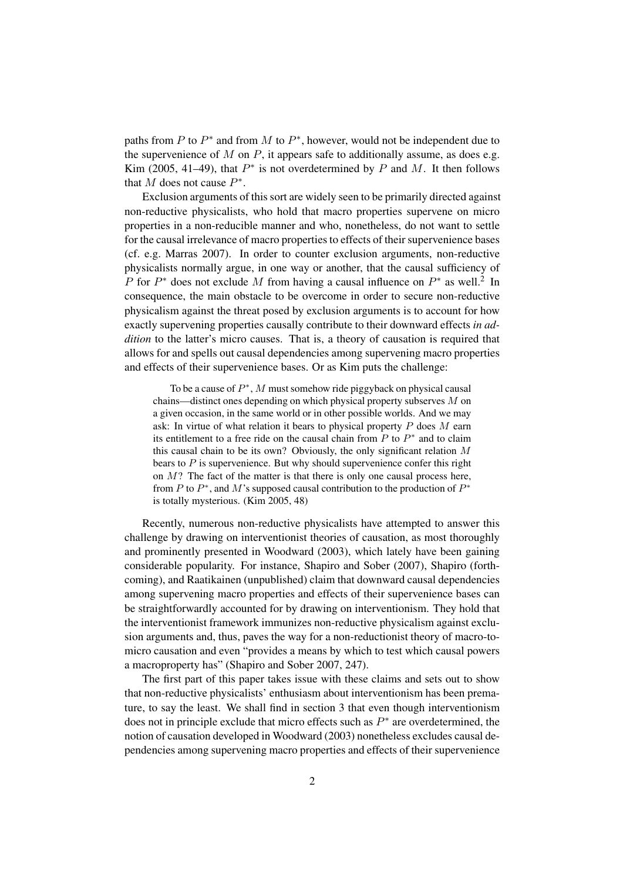paths from $P$ to $P^*$ and from $M$ to $P^*$, however, would not be independent due to the supervenience of $M$ on $P$, it appears safe to additionally assume, as does e.g. Kim (2005, 41–49), that $P^*$ is not overdetermined by $P$ and $M$. It then follows that $M$ does not cause $P^*$.

Exclusion arguments of this sort are widely seen to be primarily directed against non-reductive physicalists, who hold that macro properties supervene on micro properties in a non-reducible manner and who, nonetheless, do not want to settle for the causal irrelevance of macro properties to effects of their supervenience bases (cf. e.g. Marras 2007). In order to counter exclusion arguments, non-reductive physicalists normally argue, in one way or another, that the causal sufficiency of $P$ for $P^*$ does not exclude $M$ from having a causal influence on $P^*$ as well.[2] In consequence, the main obstacle to be overcome in order to secure non-reductive physicalism against the threat posed by exclusion arguments is to account for how exactly supervening properties causally contribute to their downward effects *in addition* to the latter's micro causes. That is, a theory of causation is required that allows for and spells out causal dependencies among supervening macro properties and effects of their supervenience bases. Or as Kim puts the challenge:

> To be a cause of $P^*$, $M$ must somehow ride piggyback on physical causal chains—distinct ones depending on which physical property subserves $M$ on a given occasion, in the same world or in other possible worlds. And we may ask: In virtue of what relation it bears to physical property $P$ does $M$ earn its entitlement to a free ride on the causal chain from $P$ to $P^*$ and to claim this causal chain to be its own? Obviously, the only significant relation $M$ bears to $P$ is supervenience. But why should supervenience confer this right on $M$? The fact of the matter is that there is only one causal process here, from $P$ to $P^*$, and $M$'s supposed causal contribution to the production of $P^*$ is totally mysterious. (Kim 2005, 48)

Recently, numerous non-reductive physicalists have attempted to answer this challenge by drawing on interventionist theories of causation, as most thoroughly and prominently presented in Woodward (2003), which lately have been gaining considerable popularity. For instance, Shapiro and Sober (2007), Shapiro (forthcoming), and Raatikainen (unpublished) claim that downward causal dependencies among supervening macro properties and effects of their supervenience bases can be straightforwardly accounted for by drawing on interventionism. They hold that the interventionist framework immunizes non-reductive physicalism against exclusion arguments and, thus, paves the way for a non-reductionist theory of macro-to-micro causation and even "provides a means by which to test which causal powers a macroproperty has" (Shapiro and Sober 2007, 247).

The first part of this paper takes issue with these claims and sets out to show that non-reductive physicalists' enthusiasm about interventionism has been premature, to say the least. We shall find in section 3 that even though interventionism does not in principle exclude that micro effects such as $P^*$ are overdetermined, the notion of causation developed in Woodward (2003) nonetheless excludes causal dependencies among supervening macro properties and effects of their supervenience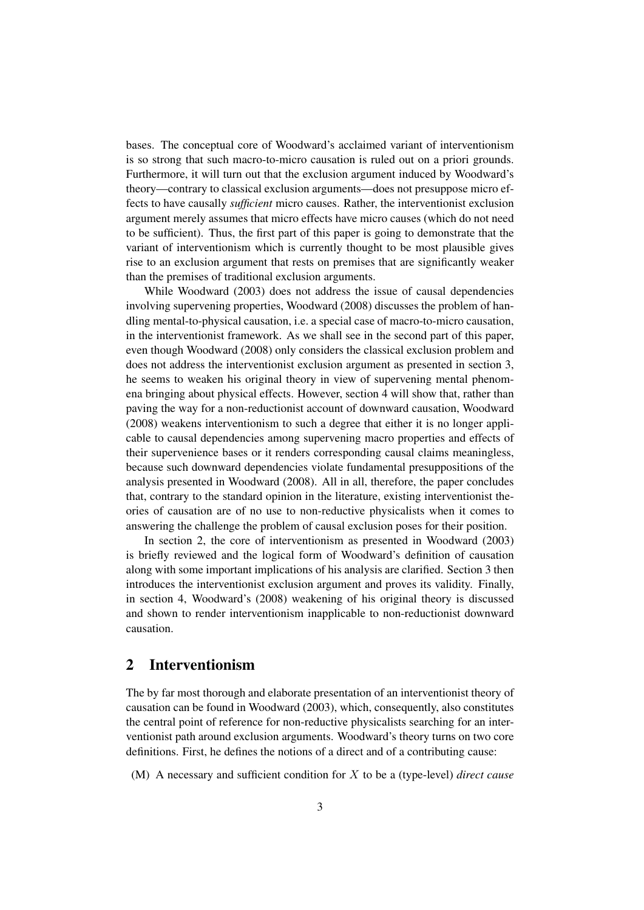bases. The conceptual core of Woodward's acclaimed variant of interventionism is so strong that such macro-to-micro causation is ruled out on a priori grounds. Furthermore, it will turn out that the exclusion argument induced by Woodward's theory—contrary to classical exclusion arguments—does not presuppose micro effects to have causally *sufficient* micro causes. Rather, the interventionist exclusion argument merely assumes that micro effects have micro causes (which do not need to be sufficient). Thus, the first part of this paper is going to demonstrate that the variant of interventionism which is currently thought to be most plausible gives rise to an exclusion argument that rests on premises that are significantly weaker than the premises of traditional exclusion arguments.

While Woodward (2003) does not address the issue of causal dependencies involving supervening properties, Woodward (2008) discusses the problem of handling mental-to-physical causation, i.e. a special case of macro-to-micro causation, in the interventionist framework. As we shall see in the second part of this paper, even though Woodward (2008) only considers the classical exclusion problem and does not address the interventionist exclusion argument as presented in section 3, he seems to weaken his original theory in view of supervening mental phenomena bringing about physical effects. However, section 4 will show that, rather than paving the way for a non-reductionist account of downward causation, Woodward (2008) weakens interventionism to such a degree that either it is no longer applicable to causal dependencies among supervening macro properties and effects of their supervenience bases or it renders corresponding causal claims meaningless, because such downward dependencies violate fundamental presuppositions of the analysis presented in Woodward (2008). All in all, therefore, the paper concludes that, contrary to the standard opinion in the literature, existing interventionist theories of causation are of no use to non-reductive physicalists when it comes to answering the challenge the problem of causal exclusion poses for their position.

In section 2, the core of interventionism as presented in Woodward (2003) is briefly reviewed and the logical form of Woodward's definition of causation along with some important implications of his analysis are clarified. Section 3 then introduces the interventionist exclusion argument and proves its validity. Finally, in section 4, Woodward's (2008) weakening of his original theory is discussed and shown to render interventionism inapplicable to non-reductionist downward causation.

## 2 Interventionism

The by far most thorough and elaborate presentation of an interventionist theory of causation can be found in Woodward (2003), which, consequently, also constitutes the central point of reference for non-reductive physicalists searching for an interventionist path around exclusion arguments. Woodward's theory turns on two core definitions. First, he defines the notions of a direct and of a contributing cause:

(M) A necessary and sufficient condition for $X$ to be a (type-level) *direct cause*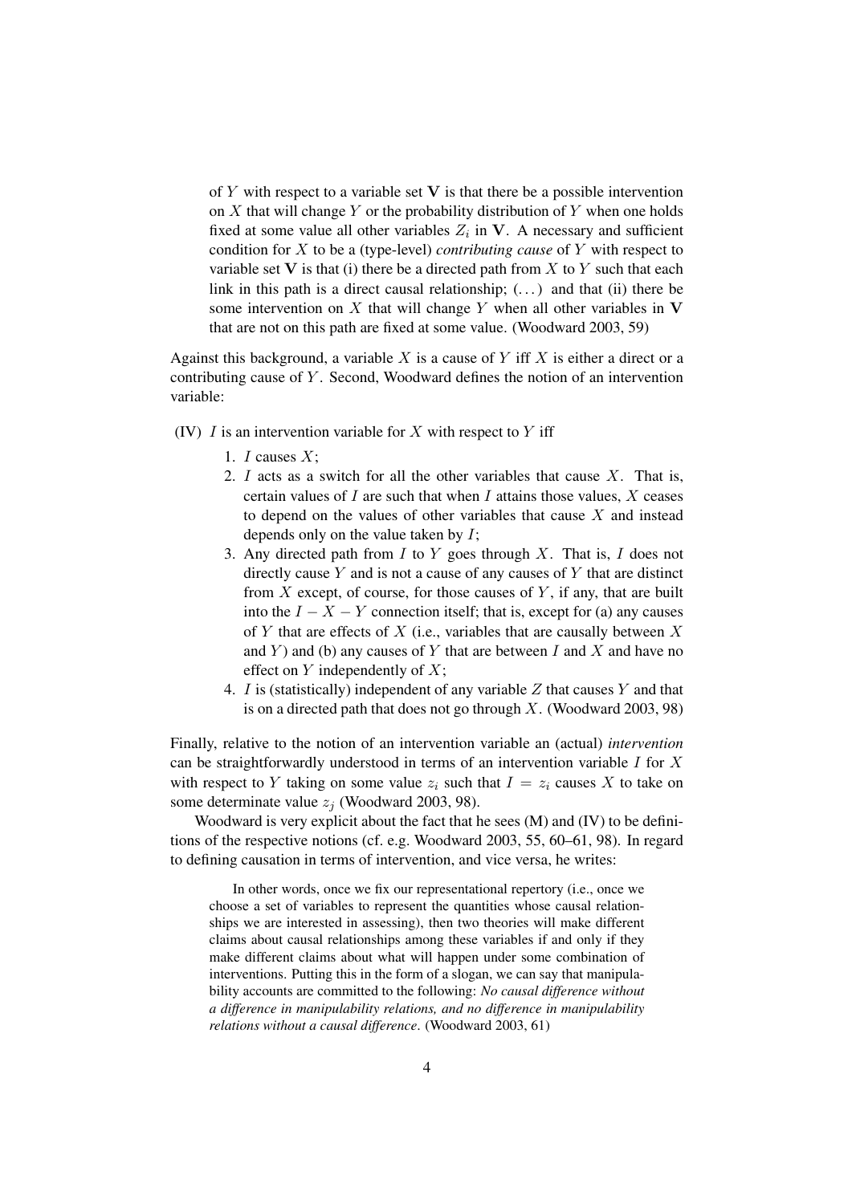> of $Y$ with respect to a variable set $\mathbf{V}$ is that there be a possible intervention on $X$ that will change $Y$ or the probability distribution of $Y$ when one holds fixed at some value all other variables $Z_i$ in $\mathbf{V}$. A necessary and sufficient condition for $X$ to be a (type-level) *contributing cause* of $Y$ with respect to variable set $\mathbf{V}$ is that (i) there be a directed path from $X$ to $Y$ such that each link in this path is a direct causal relationship; (...) and that (ii) there be some intervention on $X$ that will change $Y$ when all other variables in $\mathbf{V}$ that are not on this path are fixed at some value. (Woodward 2003, 59)

Against this background, a variable $X$ is a cause of $Y$ iff $X$ is either a direct or a contributing cause of $Y$. Second, Woodward defines the notion of an intervention variable:

(IV) $I$ is an intervention variable for $X$ with respect to $Y$ iff

1. $I$ causes $X$;
2. $I$ acts as a switch for all the other variables that cause $X$. That is, certain values of $I$ are such that when $I$ attains those values, $X$ ceases to depend on the values of other variables that cause $X$ and instead depends only on the value taken by $I$;
3. Any directed path from $I$ to $Y$ goes through $X$. That is, $I$ does not directly cause $Y$ and is not a cause of any causes of $Y$ that are distinct from $X$ except, of course, for those causes of $Y$, if any, that are built into the $I - X - Y$ connection itself; that is, except for (a) any causes of $Y$ that are effects of $X$ (i.e., variables that are causally between $X$ and $Y$) and (b) any causes of $Y$ that are between $I$ and $X$ and have no effect on $Y$ independently of $X$;
4. $I$ is (statistically) independent of any variable $Z$ that causes $Y$ and that is on a directed path that does not go through $X$. (Woodward 2003, 98)

Finally, relative to the notion of an intervention variable an (actual) *intervention* can be straightforwardly understood in terms of an intervention variable $I$ for $X$ with respect to $Y$ taking on some value $z_i$ such that $I = z_i$ causes $X$ to take on some determinate value $z_j$ (Woodward 2003, 98).

Woodward is very explicit about the fact that he sees (M) and (IV) to be definitions of the respective notions (cf. e.g. Woodward 2003, 55, 60–61, 98). In regard to defining causation in terms of intervention, and vice versa, he writes:

> In other words, once we fix our representational repertory (i.e., once we choose a set of variables to represent the quantities whose causal relationships we are interested in assessing), then two theories will make different claims about causal relationships among these variables if and only if they make different claims about what will happen under some combination of interventions. Putting this in the form of a slogan, we can say that manipulability accounts are committed to the following: *No causal difference without a difference in manipulability relations, and no difference in manipulability relations without a causal difference*. (Woodward 2003, 61)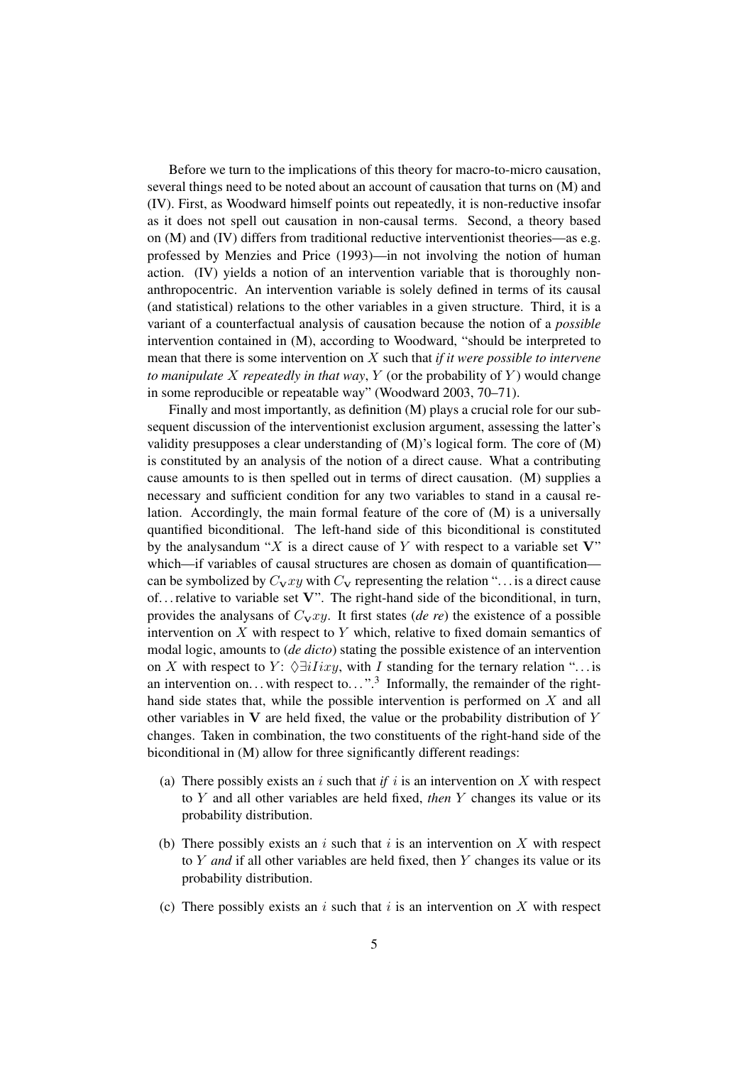Before we turn to the implications of this theory for macro-to-micro causation, several things need to be noted about an account of causation that turns on (M) and (IV). First, as Woodward himself points out repeatedly, it is non-reductive insofar as it does not spell out causation in non-causal terms. Second, a theory based on (M) and (IV) differs from traditional reductive interventionist theories—as e.g. professed by Menzies and Price (1993)—in not involving the notion of human action. (IV) yields a notion of an intervention variable that is thoroughly non-anthropocentric. An intervention variable is solely defined in terms of its causal (and statistical) relations to the other variables in a given structure. Third, it is a variant of a counterfactual analysis of causation because the notion of a *possible* intervention contained in (M), according to Woodward, "should be interpreted to mean that there is some intervention on $X$ such that *if it were possible to intervene to manipulate $X$ repeatedly in that way*, $Y$ (or the probability of $Y$) would change in some reproducible or repeatable way" (Woodward 2003, 70–71).

Finally and most importantly, as definition (M) plays a crucial role for our subsequent discussion of the interventionist exclusion argument, assessing the latter's validity presupposes a clear understanding of (M)'s logical form. The core of (M) is constituted by an analysis of the notion of a direct cause. What a contributing cause amounts to is then spelled out in terms of direct causation. (M) supplies a necessary and sufficient condition for any two variables to stand in a causal relation. Accordingly, the main formal feature of the core of (M) is a universally quantified biconditional. The left-hand side of this biconditional is constituted by the analysandum "$X$ is a direct cause of $Y$ with respect to a variable set $\mathbf{V}$" which—if variables of causal structures are chosen as domain of quantification—can be symbolized by $C_{\mathbf{V}}xy$ with $C_{\mathbf{V}}$ representing the relation "... is a direct cause of... relative to variable set $\mathbf{V}$". The right-hand side of the biconditional, in turn, provides the analysans of $C_{\mathbf{V}}xy$. It first states (*de re*) the existence of a possible intervention on $X$ with respect to $Y$ which, relative to fixed domain semantics of modal logic, amounts to (*de dicto*) stating the possible existence of an intervention on $X$ with respect to $Y$: $\Diamond\exists i Iixy$, with $I$ standing for the ternary relation "... is an intervention on... with respect to...".[3] Informally, the remainder of the right-hand side states that, while the possible intervention is performed on $X$ and all other variables in $\mathbf{V}$ are held fixed, the value or the probability distribution of $Y$ changes. Taken in combination, the two constituents of the right-hand side of the biconditional in (M) allow for three significantly different readings:

(a) There possibly exists an $i$ such that *if* $i$ is an intervention on $X$ with respect to $Y$ and all other variables are held fixed, *then* $Y$ changes its value or its probability distribution.

(b) There possibly exists an $i$ such that $i$ is an intervention on $X$ with respect to $Y$ *and* if all other variables are held fixed, then $Y$ changes its value or its probability distribution.

(c) There possibly exists an $i$ such that $i$ is an intervention on $X$ with respect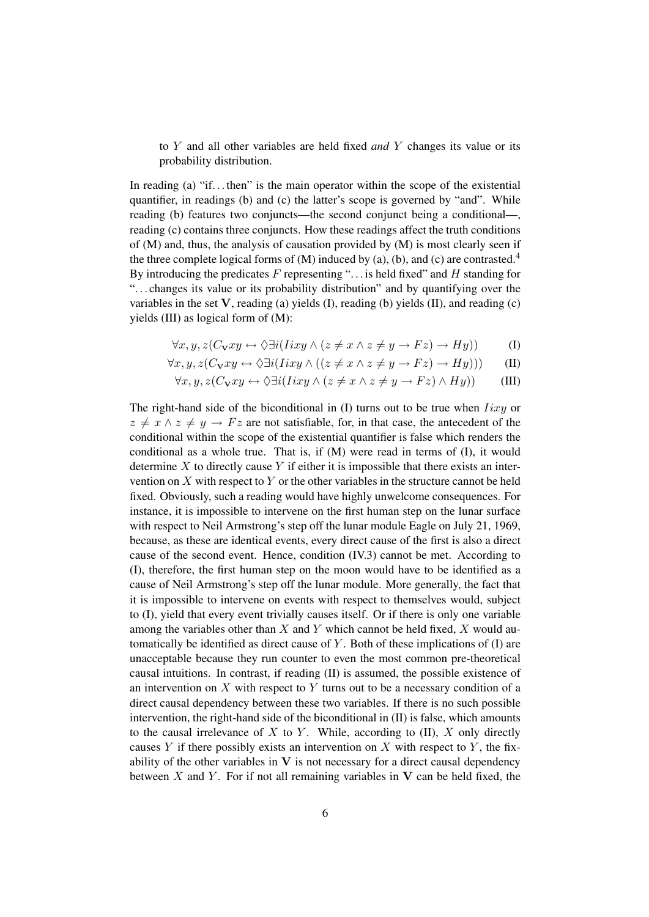to $Y$ and all other variables are held fixed *and* $Y$ changes its value or its probability distribution.

In reading (a) "if...then" is the main operator within the scope of the existential quantifier, in readings (b) and (c) the latter's scope is governed by "and". While reading (b) features two conjuncts—the second conjunct being a conditional—, reading (c) contains three conjuncts. How these readings affect the truth conditions of (M) and, thus, the analysis of causation provided by (M) is most clearly seen if the three complete logical forms of (M) induced by (a), (b), and (c) are contrasted.[4] By introducing the predicates $F$ representing "...is held fixed" and $H$ standing for "...changes its value or its probability distribution" and by quantifying over the variables in the set $\mathbf{V}$, reading (a) yields (I), reading (b) yields (II), and reading (c) yields (III) as logical form of (M):

$$\forall x, y, z(C_{\mathbf{V}}xy \leftrightarrow \Diamond \exists i(Iixy \wedge (z \neq x \wedge z \neq y \rightarrow Fz) \rightarrow Hy)) \qquad \text{(I)}$$

$$\forall x, y, z(C_{\mathbf{V}}xy \leftrightarrow \Diamond \exists i(Iixy \wedge ((z \neq x \wedge z \neq y \rightarrow Fz) \rightarrow Hy))) \qquad \text{(II)}$$

$$\forall x, y, z(C_{\mathbf{V}}xy \leftrightarrow \Diamond \exists i(Iixy \wedge (z \neq x \wedge z \neq y \rightarrow Fz) \wedge Hy)) \qquad \text{(III)}$$

The right-hand side of the biconditional in (I) turns out to be true when $Iixy$ or $z \neq x \wedge z \neq y \rightarrow Fz$ are not satisfiable, for, in that case, the antecedent of the conditional within the scope of the existential quantifier is false which renders the conditional as a whole true. That is, if (M) were read in terms of (I), it would determine $X$ to directly cause $Y$ if either it is impossible that there exists an intervention on $X$ with respect to $Y$ or the other variables in the structure cannot be held fixed. Obviously, such a reading would have highly unwelcome consequences. For instance, it is impossible to intervene on the first human step on the lunar surface with respect to Neil Armstrong's step off the lunar module Eagle on July 21, 1969, because, as these are identical events, every direct cause of the first is also a direct cause of the second event. Hence, condition (IV.3) cannot be met. According to (I), therefore, the first human step on the moon would have to be identified as a cause of Neil Armstrong's step off the lunar module. More generally, the fact that it is impossible to intervene on events with respect to themselves would, subject to (I), yield that every event trivially causes itself. Or if there is only one variable among the variables other than $X$ and $Y$ which cannot be held fixed, $X$ would automatically be identified as direct cause of $Y$. Both of these implications of (I) are unacceptable because they run counter to even the most common pre-theoretical causal intuitions. In contrast, if reading (II) is assumed, the possible existence of an intervention on $X$ with respect to $Y$ turns out to be a necessary condition of a direct causal dependency between these two variables. If there is no such possible intervention, the right-hand side of the biconditional in (II) is false, which amounts to the causal irrelevance of $X$ to $Y$. While, according to (II), $X$ only directly causes $Y$ if there possibly exists an intervention on $X$ with respect to $Y$, the fixability of the other variables in $\mathbf{V}$ is not necessary for a direct causal dependency between $X$ and $Y$. For if not all remaining variables in $\mathbf{V}$ can be held fixed, the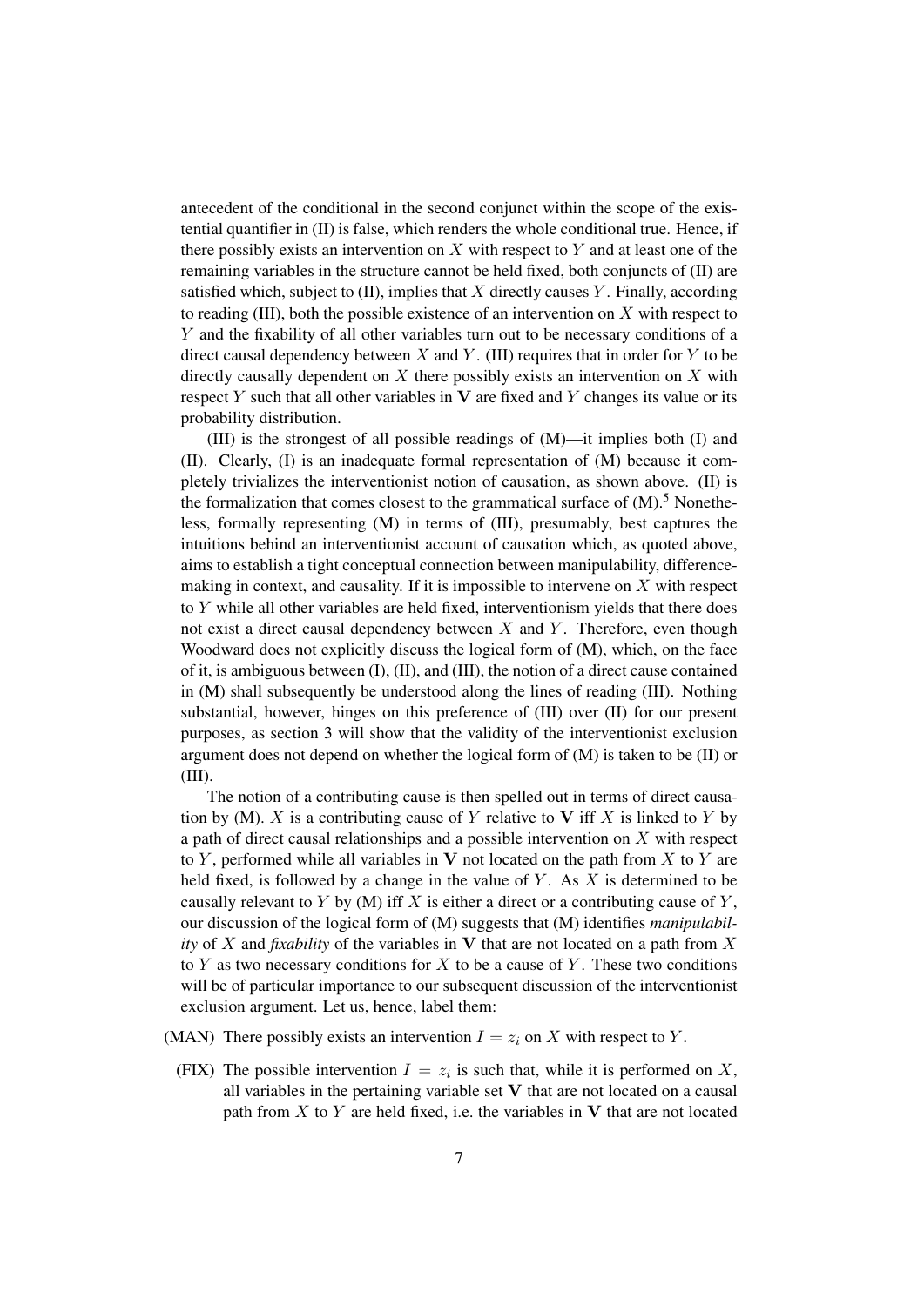antecedent of the conditional in the second conjunct within the scope of the existential quantifier in (II) is false, which renders the whole conditional true. Hence, if there possibly exists an intervention on $X$ with respect to $Y$ and at least one of the remaining variables in the structure cannot be held fixed, both conjuncts of (II) are satisfied which, subject to (II), implies that $X$ directly causes $Y$. Finally, according to reading (III), both the possible existence of an intervention on $X$ with respect to $Y$ and the fixability of all other variables turn out to be necessary conditions of a direct causal dependency between $X$ and $Y$. (III) requires that in order for $Y$ to be directly causally dependent on $X$ there possibly exists an intervention on $X$ with respect $Y$ such that all other variables in $\mathbf{V}$ are fixed and $Y$ changes its value or its probability distribution.

(III) is the strongest of all possible readings of (M)—it implies both (I) and (II). Clearly, (I) is an inadequate formal representation of (M) because it completely trivializes the interventionist notion of causation, as shown above. (II) is the formalization that comes closest to the grammatical surface of (M).[5] Nonetheless, formally representing (M) in terms of (III), presumably, best captures the intuitions behind an interventionist account of causation which, as quoted above, aims to establish a tight conceptual connection between manipulability, difference-making in context, and causality. If it is impossible to intervene on $X$ with respect to $Y$ while all other variables are held fixed, interventionism yields that there does not exist a direct causal dependency between $X$ and $Y$. Therefore, even though Woodward does not explicitly discuss the logical form of (M), which, on the face of it, is ambiguous between (I), (II), and (III), the notion of a direct cause contained in (M) shall subsequently be understood along the lines of reading (III). Nothing substantial, however, hinges on this preference of (III) over (II) for our present purposes, as section 3 will show that the validity of the interventionist exclusion argument does not depend on whether the logical form of (M) is taken to be (II) or (III).

The notion of a contributing cause is then spelled out in terms of direct causation by (M). $X$ is a contributing cause of $Y$ relative to $\mathbf{V}$ iff $X$ is linked to $Y$ by a path of direct causal relationships and a possible intervention on $X$ with respect to $Y$, performed while all variables in $\mathbf{V}$ not located on the path from $X$ to $Y$ are held fixed, is followed by a change in the value of $Y$. As $X$ is determined to be causally relevant to $Y$ by (M) iff $X$ is either a direct or a contributing cause of $Y$, our discussion of the logical form of (M) suggests that (M) identifies *manipulability* of $X$ and *fixability* of the variables in $\mathbf{V}$ that are not located on a path from $X$ to $Y$ as two necessary conditions for $X$ to be a cause of $Y$. These two conditions will be of particular importance to our subsequent discussion of the interventionist exclusion argument. Let us, hence, label them:

(MAN) There possibly exists an intervention $I = z_i$ on $X$ with respect to $Y$.

(FIX) The possible intervention $I = z_i$ is such that, while it is performed on $X$, all variables in the pertaining variable set $\mathbf{V}$ that are not located on a causal path from $X$ to $Y$ are held fixed, i.e. the variables in $\mathbf{V}$ that are not located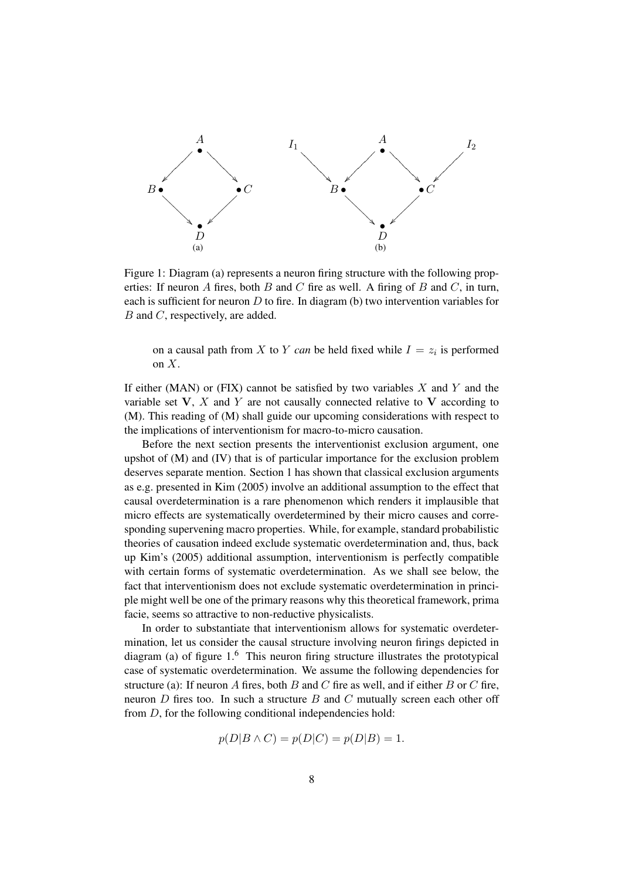Figure 1: Diagram (a) represents a neuron firing structure with the following properties: If neuron $A$ fires, both $B$ and $C$ fire as well. A firing of $B$ and $C$, in turn, each is sufficient for neuron $D$ to fire. In diagram (b) two intervention variables for $B$ and $C$, respectively, are added.

> on a causal path from $X$ to $Y$ *can* be held fixed while $I = z_i$ is performed on $X$.

If either (MAN) or (FIX) cannot be satisfied by two variables $X$ and $Y$ and the variable set $\mathbf{V}$, $X$ and $Y$ are not causally connected relative to $\mathbf{V}$ according to (M). This reading of (M) shall guide our upcoming considerations with respect to the implications of interventionism for macro-to-micro causation.

Before the next section presents the interventionist exclusion argument, one upshot of (M) and (IV) that is of particular importance for the exclusion problem deserves separate mention. Section 1 has shown that classical exclusion arguments as e.g. presented in Kim (2005) involve an additional assumption to the effect that causal overdetermination is a rare phenomenon which renders it implausible that micro effects are systematically overdetermined by their micro causes and corresponding supervening macro properties. While, for example, standard probabilistic theories of causation indeed exclude systematic overdetermination and, thus, back up Kim's (2005) additional assumption, interventionism is perfectly compatible with certain forms of systematic overdetermination. As we shall see below, the fact that interventionism does not exclude systematic overdetermination in principle might well be one of the primary reasons why this theoretical framework, prima facie, seems so attractive to non-reductive physicalists.

In order to substantiate that interventionism allows for systematic overdetermination, let us consider the causal structure involving neuron firings depicted in diagram (a) of figure 1.[6] This neuron firing structure illustrates the prototypical case of systematic overdetermination. We assume the following dependencies for structure (a): If neuron $A$ fires, both $B$ and $C$ fire as well, and if either $B$ or $C$ fire, neuron $D$ fires too. In such a structure $B$ and $C$ mutually screen each other off from $D$, for the following conditional independencies hold:

$$p(D|B \wedge C) = p(D|C) = p(D|B) = 1.$$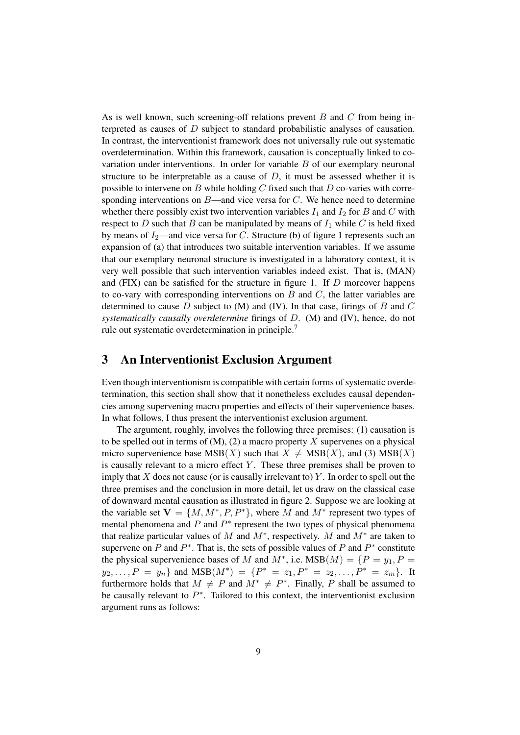As is well known, such screening-off relations prevent $B$ and $C$ from being interpreted as causes of $D$ subject to standard probabilistic analyses of causation. In contrast, the interventionist framework does not universally rule out systematic overdetermination. Within this framework, causation is conceptually linked to covariation under interventions. In order for variable $B$ of our exemplary neuronal structure to be interpretable as a cause of $D$, it must be assessed whether it is possible to intervene on $B$ while holding $C$ fixed such that $D$ co-varies with corresponding interventions on $B$—and vice versa for $C$. We hence need to determine whether there possibly exist two intervention variables $I_1$ and $I_2$ for $B$ and $C$ with respect to $D$ such that $B$ can be manipulated by means of $I_1$ while $C$ is held fixed by means of $I_2$—and vice versa for $C$. Structure (b) of figure 1 represents such an expansion of (a) that introduces two suitable intervention variables. If we assume that our exemplary neuronal structure is investigated in a laboratory context, it is very well possible that such intervention variables indeed exist. That is, (MAN) and (FIX) can be satisfied for the structure in figure 1. If $D$ moreover happens to co-vary with corresponding interventions on $B$ and $C$, the latter variables are determined to cause $D$ subject to (M) and (IV). In that case, firings of $B$ and $C$ *systematically causally overdetermine* firings of $D$. (M) and (IV), hence, do not rule out systematic overdetermination in principle.[7]

## 3 An Interventionist Exclusion Argument

Even though interventionism is compatible with certain forms of systematic overdetermination, this section shall show that it nonetheless excludes causal dependencies among supervening macro properties and effects of their supervenience bases. In what follows, I thus present the interventionist exclusion argument.

The argument, roughly, involves the following three premises: (1) causation is to be spelled out in terms of (M), (2) a macro property $X$ supervenes on a physical micro supervenience base $\text{MSB}(X)$ such that $X \neq \text{MSB}(X)$, and (3) $\text{MSB}(X)$ is causally relevant to a micro effect $Y$. These three premises shall be proven to imply that $X$ does not cause (or is causally irrelevant to) $Y$. In order to spell out the three premises and the conclusion in more detail, let us draw on the classical case of downward mental causation as illustrated in figure 2. Suppose we are looking at the variable set $\mathbf{V} = \{M, M^*, P, P^*\}$, where $M$ and $M^*$ represent two types of mental phenomena and $P$ and $P^*$ represent the two types of physical phenomena that realize particular values of $M$ and $M^*$, respectively. $M$ and $M^*$ are taken to supervene on $P$ and $P^*$. That is, the sets of possible values of $P$ and $P^*$ constitute the physical supervenience bases of $M$ and $M^*$, i.e. $\text{MSB}(M) = \{P = y_1, P = y_2, \ldots, P = y_n\}$ and $\text{MSB}(M^*) = \{P^* = z_1, P^* = z_2, \ldots, P^* = z_m\}$. It furthermore holds that $M \neq P$ and $M^* \neq P^*$. Finally, $P$ shall be assumed to be causally relevant to $P^*$. Tailored to this context, the interventionist exclusion argument runs as follows: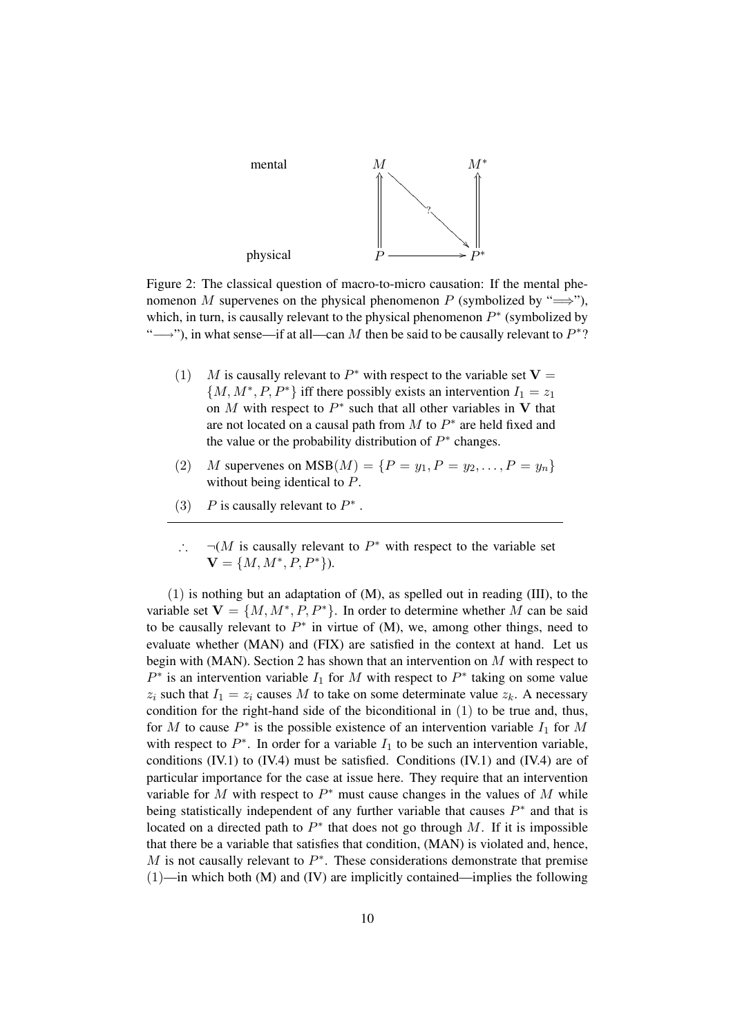Figure 2: The classical question of macro-to-micro causation: If the mental phenomenon $M$ supervenes on the physical phenomenon $P$ (symbolized by "$\Longrightarrow$"), which, in turn, is causally relevant to the physical phenomenon $P^*$ (symbolized by "$\longrightarrow$"), in what sense—if at all—can $M$ then be said to be causally relevant to $P^*$?

(1) $M$ is causally relevant to $P^*$ with respect to the variable set $\mathbf{V} = \{M, M^*, P, P^*\}$ iff there possibly exists an intervention $I_1 = z_1$ on $M$ with respect to $P^*$ such that all other variables in $\mathbf{V}$ that are not located on a causal path from $M$ to $P^*$ are held fixed and the value or the probability distribution of $P^*$ changes.

(2) $M$ supervenes on $\text{MSB}(M) = \{P = y_1, P = y_2, \ldots, P = y_n\}$ without being identical to $P$.

(3) $P$ is causally relevant to $P^*$.

---

$\therefore$ $\neg$($M$ is causally relevant to $P^*$ with respect to the variable set $\mathbf{V} = \{M, M^*, P, P^*\}$).

(1) is nothing but an adaptation of (M), as spelled out in reading (III), to the variable set $\mathbf{V} = \{M, M^*, P, P^*\}$. In order to determine whether $M$ can be said to be causally relevant to $P^*$ in virtue of (M), we, among other things, need to evaluate whether (MAN) and (FIX) are satisfied in the context at hand. Let us begin with (MAN). Section 2 has shown that an intervention on $M$ with respect to $P^*$ is an intervention variable $I_1$ for $M$ with respect to $P^*$ taking on some value $z_i$ such that $I_1 = z_i$ causes $M$ to take on some determinate value $z_k$. A necessary condition for the right-hand side of the biconditional in (1) to be true and, thus, for $M$ to cause $P^*$ is the possible existence of an intervention variable $I_1$ for $M$ with respect to $P^*$. In order for a variable $I_1$ to be such an intervention variable, conditions (IV.1) to (IV.4) must be satisfied. Conditions (IV.1) and (IV.4) are of particular importance for the case at issue here. They require that an intervention variable for $M$ with respect to $P^*$ must cause changes in the values of $M$ while being statistically independent of any further variable that causes $P^*$ and that is located on a directed path to $P^*$ that does not go through $M$. If it is impossible that there be a variable that satisfies that condition, (MAN) is violated and, hence, $M$ is not causally relevant to $P^*$. These considerations demonstrate that premise (1)—in which both (M) and (IV) are implicitly contained—implies the following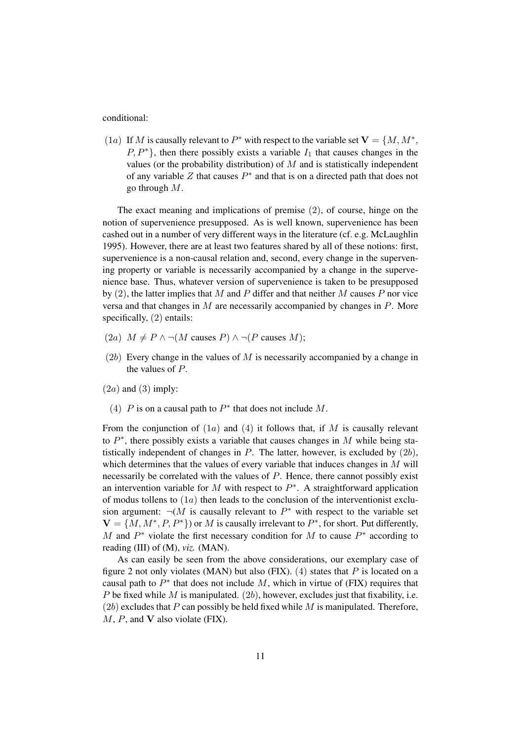conditional:

($1a$) If $M$ is causally relevant to $P^*$ with respect to the variable set $\mathbf{V} = \{M, M^*, P, P^*\}$, then there possibly exists a variable $I_1$ that causes changes in the values (or the probability distribution) of $M$ and is statistically independent of any variable $Z$ that causes $P^*$ and that is on a directed path that does not go through $M$.

The exact meaning and implications of premise (2), of course, hinge on the notion of supervenience presupposed. As is well known, supervenience has been cashed out in a number of very different ways in the literature (cf. e.g. McLaughlin 1995). However, there are at least two features shared by all of these notions: first, supervenience is a non-causal relation and, second, every change in the supervening property or variable is necessarily accompanied by a change in the supervenience base. Thus, whatever version of supervenience is taken to be presupposed by (2), the latter implies that $M$ and $P$ differ and that neither $M$ causes $P$ nor vice versa and that changes in $M$ are necessarily accompanied by changes in $P$. More specifically, (2) entails:

($2a$) $M \neq P \wedge \neg(M \text{ causes } P) \wedge \neg(P \text{ causes } M)$;

($2b$) Every change in the values of $M$ is necessarily accompanied by a change in the values of $P$.

($2a$) and (3) imply:

(4) $P$ is on a causal path to $P^*$ that does not include $M$.

From the conjunction of ($1a$) and (4) it follows that, if $M$ is causally relevant to $P^*$, there possibly exists a variable that causes changes in $M$ while being statistically independent of changes in $P$. The latter, however, is excluded by ($2b$), which determines that the values of every variable that induces changes in $M$ will necessarily be correlated with the values of $P$. Hence, there cannot possibly exist an intervention variable for $M$ with respect to $P^*$. A straightforward application of modus tollens to ($1a$) then leads to the conclusion of the interventionist exclusion argument: $\neg$($M$ is causally relevant to $P^*$ with respect to the variable set $\mathbf{V} = \{M, M^*, P, P^*\}$) or $M$ is causally irrelevant to $P^*$, for short. Put differently, $M$ and $P^*$ violate the first necessary condition for $M$ to cause $P^*$ according to reading (III) of (M), *viz.* (MAN).

As can easily be seen from the above considerations, our exemplary case of figure 2 not only violates (MAN) but also (FIX). (4) states that $P$ is located on a causal path to $P^*$ that does not include $M$, which in virtue of (FIX) requires that $P$ be fixed while $M$ is manipulated. ($2b$), however, excludes just that fixability, i.e. ($2b$) excludes that $P$ can possibly be held fixed while $M$ is manipulated. Therefore, $M$, $P$, and $\mathbf{V}$ also violate (FIX).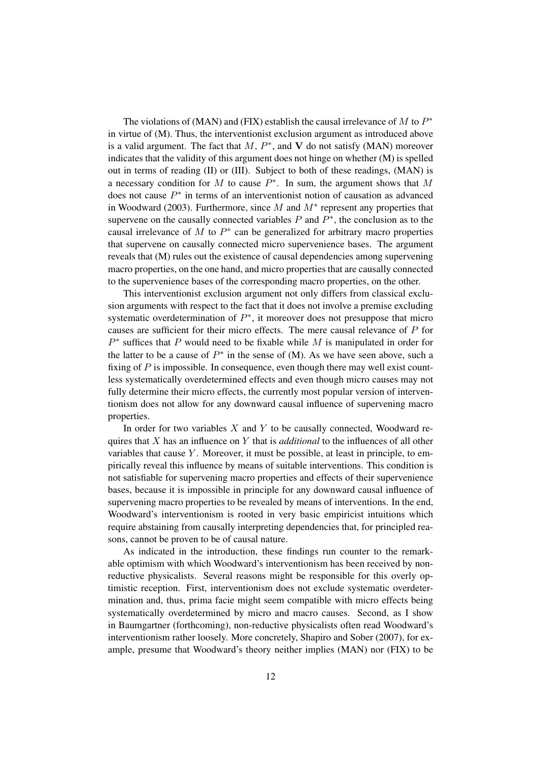The violations of (MAN) and (FIX) establish the causal irrelevance of $M$ to $P^*$ in virtue of (M). Thus, the interventionist exclusion argument as introduced above is a valid argument. The fact that $M$, $P^*$, and $\mathbf{V}$ do not satisfy (MAN) moreover indicates that the validity of this argument does not hinge on whether (M) is spelled out in terms of reading (II) or (III). Subject to both of these readings, (MAN) is a necessary condition for $M$ to cause $P^*$. In sum, the argument shows that $M$ does not cause $P^*$ in terms of an interventionist notion of causation as advanced in Woodward (2003). Furthermore, since $M$ and $M^*$ represent any properties that supervene on the causally connected variables $P$ and $P^*$, the conclusion as to the causal irrelevance of $M$ to $P^*$ can be generalized for arbitrary macro properties that supervene on causally connected micro supervenience bases. The argument reveals that (M) rules out the existence of causal dependencies among supervening macro properties, on the one hand, and micro properties that are causally connected to the supervenience bases of the corresponding macro properties, on the other.

This interventionist exclusion argument not only differs from classical exclusion arguments with respect to the fact that it does not involve a premise excluding systematic overdetermination of $P^*$, it moreover does not presuppose that micro causes are sufficient for their micro effects. The mere causal relevance of $P$ for $P^*$ suffices that $P$ would need to be fixable while $M$ is manipulated in order for the latter to be a cause of $P^*$ in the sense of (M). As we have seen above, such a fixing of $P$ is impossible. In consequence, even though there may well exist countless systematically overdetermined effects and even though micro causes may not fully determine their micro effects, the currently most popular version of interventionism does not allow for any downward causal influence of supervening macro properties.

In order for two variables $X$ and $Y$ to be causally connected, Woodward requires that $X$ has an influence on $Y$ that is *additional* to the influences of all other variables that cause $Y$. Moreover, it must be possible, at least in principle, to empirically reveal this influence by means of suitable interventions. This condition is not satisfiable for supervening macro properties and effects of their supervenience bases, because it is impossible in principle for any downward causal influence of supervening macro properties to be revealed by means of interventions. In the end, Woodward's interventionism is rooted in very basic empiricist intuitions which require abstaining from causally interpreting dependencies that, for principled reasons, cannot be proven to be of causal nature.

As indicated in the introduction, these findings run counter to the remarkable optimism with which Woodward's interventionism has been received by non-reductive physicalists. Several reasons might be responsible for this overly optimistic reception. First, interventionism does not exclude systematic overdetermination and, thus, prima facie might seem compatible with micro effects being systematically overdetermined by micro and macro causes. Second, as I show in Baumgartner (forthcoming), non-reductive physicalists often read Woodward's interventionism rather loosely. More concretely, Shapiro and Sober (2007), for example, presume that Woodward's theory neither implies (MAN) nor (FIX) to be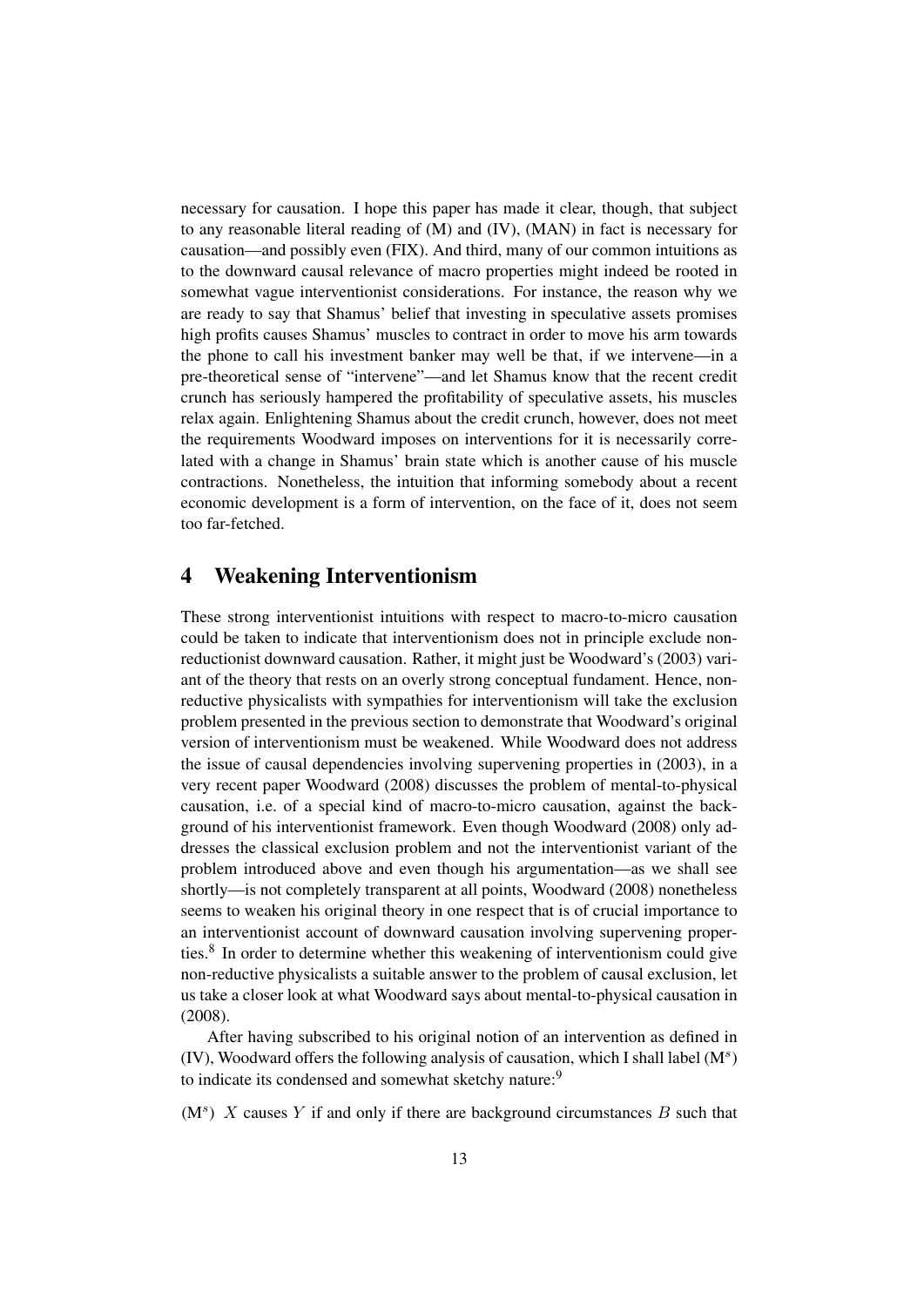necessary for causation. I hope this paper has made it clear, though, that subject to any reasonable literal reading of (M) and (IV), (MAN) in fact is necessary for causation—and possibly even (FIX). And third, many of our common intuitions as to the downward causal relevance of macro properties might indeed be rooted in somewhat vague interventionist considerations. For instance, the reason why we are ready to say that Shamus' belief that investing in speculative assets promises high profits causes Shamus' muscles to contract in order to move his arm towards the phone to call his investment banker may well be that, if we intervene—in a pre-theoretical sense of "intervene"—and let Shamus know that the recent credit crunch has seriously hampered the profitability of speculative assets, his muscles relax again. Enlightening Shamus about the credit crunch, however, does not meet the requirements Woodward imposes on interventions for it is necessarily correlated with a change in Shamus' brain state which is another cause of his muscle contractions. Nonetheless, the intuition that informing somebody about a recent economic development is a form of intervention, on the face of it, does not seem too far-fetched.

## 4 Weakening Interventionism

These strong interventionist intuitions with respect to macro-to-micro causation could be taken to indicate that interventionism does not in principle exclude non-reductionist downward causation. Rather, it might just be Woodward's (2003) variant of the theory that rests on an overly strong conceptual fundament. Hence, non-reductive physicalists with sympathies for interventionism will take the exclusion problem presented in the previous section to demonstrate that Woodward's original version of interventionism must be weakened. While Woodward does not address the issue of causal dependencies involving supervening properties in (2003), in a very recent paper Woodward (2008) discusses the problem of mental-to-physical causation, i.e. of a special kind of macro-to-micro causation, against the background of his interventionist framework. Even though Woodward (2008) only addresses the classical exclusion problem and not the interventionist variant of the problem introduced above and even though his argumentation—as we shall see shortly—is not completely transparent at all points, Woodward (2008) nonetheless seems to weaken his original theory in one respect that is of crucial importance to an interventionist account of downward causation involving supervening properties.[8] In order to determine whether this weakening of interventionism could give non-reductive physicalists a suitable answer to the problem of causal exclusion, let us take a closer look at what Woodward says about mental-to-physical causation in (2008).

After having subscribed to his original notion of an intervention as defined in (IV), Woodward offers the following analysis of causation, which I shall label ($M^s$) to indicate its condensed and somewhat sketchy nature:[9]

($M^s$) $X$ causes $Y$ if and only if there are background circumstances $B$ such that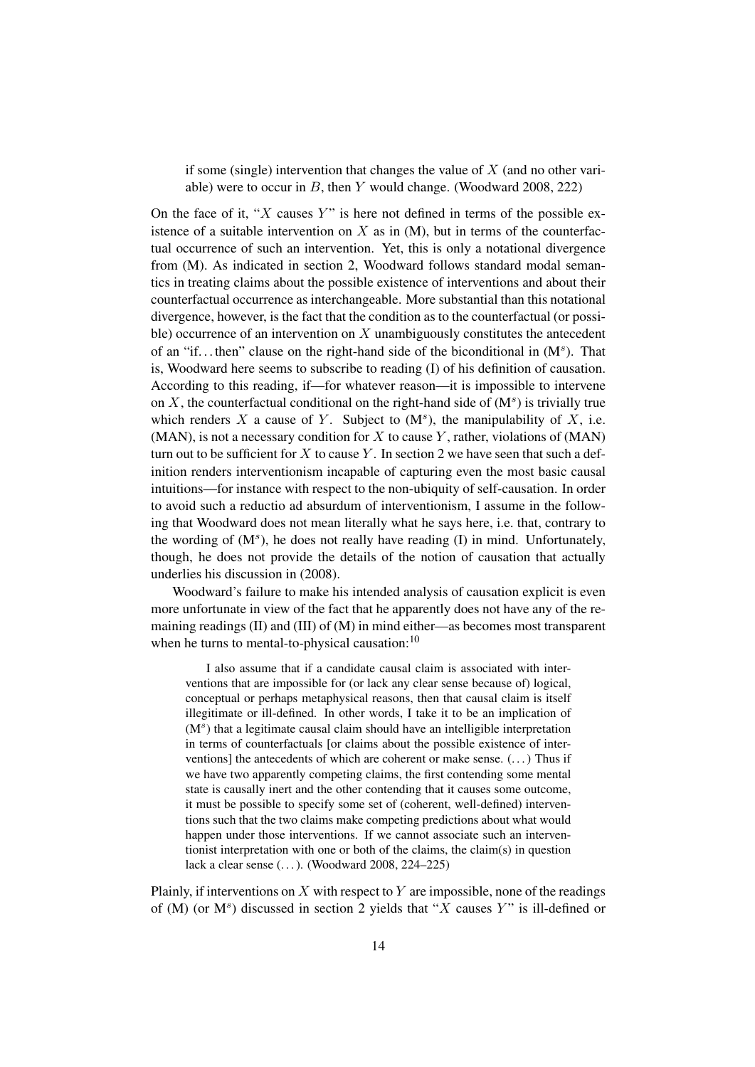> if some (single) intervention that changes the value of $X$ (and no other variable) were to occur in $B$, then $Y$ would change. (Woodward 2008, 222)

On the face of it, "$X$ causes $Y$" is here not defined in terms of the possible existence of a suitable intervention on $X$ as in (M), but in terms of the counterfactual occurrence of such an intervention. Yet, this is only a notational divergence from (M). As indicated in section 2, Woodward follows standard modal semantics in treating claims about the possible existence of interventions and about their counterfactual occurrence as interchangeable. More substantial than this notational divergence, however, is the fact that the condition as to the counterfactual (or possible) occurrence of an intervention on $X$ unambiguously constitutes the antecedent of an "if. . . then" clause on the right-hand side of the biconditional in ($M^s$). That is, Woodward here seems to subscribe to reading (I) of his definition of causation. According to this reading, if—for whatever reason—it is impossible to intervene on $X$, the counterfactual conditional on the right-hand side of ($M^s$) is trivially true which renders $X$ a cause of $Y$. Subject to ($M^s$), the manipulability of $X$, i.e. (MAN), is not a necessary condition for $X$ to cause $Y$, rather, violations of (MAN) turn out to be sufficient for $X$ to cause $Y$. In section 2 we have seen that such a definition renders interventionism incapable of capturing even the most basic causal intuitions—for instance with respect to the non-ubiquity of self-causation. In order to avoid such a reductio ad absurdum of interventionism, I assume in the following that Woodward does not mean literally what he says here, i.e. that, contrary to the wording of ($M^s$), he does not really have reading (I) in mind. Unfortunately, though, he does not provide the details of the notion of causation that actually underlies his discussion in (2008).

Woodward's failure to make his intended analysis of causation explicit is even more unfortunate in view of the fact that he apparently does not have any of the remaining readings (II) and (III) of (M) in mind either—as becomes most transparent when he turns to mental-to-physical causation:[10]

> I also assume that if a candidate causal claim is associated with interventions that are impossible for (or lack any clear sense because of) logical, conceptual or perhaps metaphysical reasons, then that causal claim is itself illegitimate or ill-defined. In other words, I take it to be an implication of ($M^s$) that a legitimate causal claim should have an intelligible interpretation in terms of counterfactuals [or claims about the possible existence of interventions] the antecedents of which are coherent or make sense. (. . . ) Thus if we have two apparently competing claims, the first contending some mental state is causally inert and the other contending that it causes some outcome, it must be possible to specify some set of (coherent, well-defined) interventions such that the two claims make competing predictions about what would happen under those interventions. If we cannot associate such an interventionist interpretation with one or both of the claims, the claim(s) in question lack a clear sense (. . . ). (Woodward 2008, 224–225)

Plainly, if interventions on $X$ with respect to $Y$ are impossible, none of the readings of (M) (or $M^s$) discussed in section 2 yields that "$X$ causes $Y$" is ill-defined or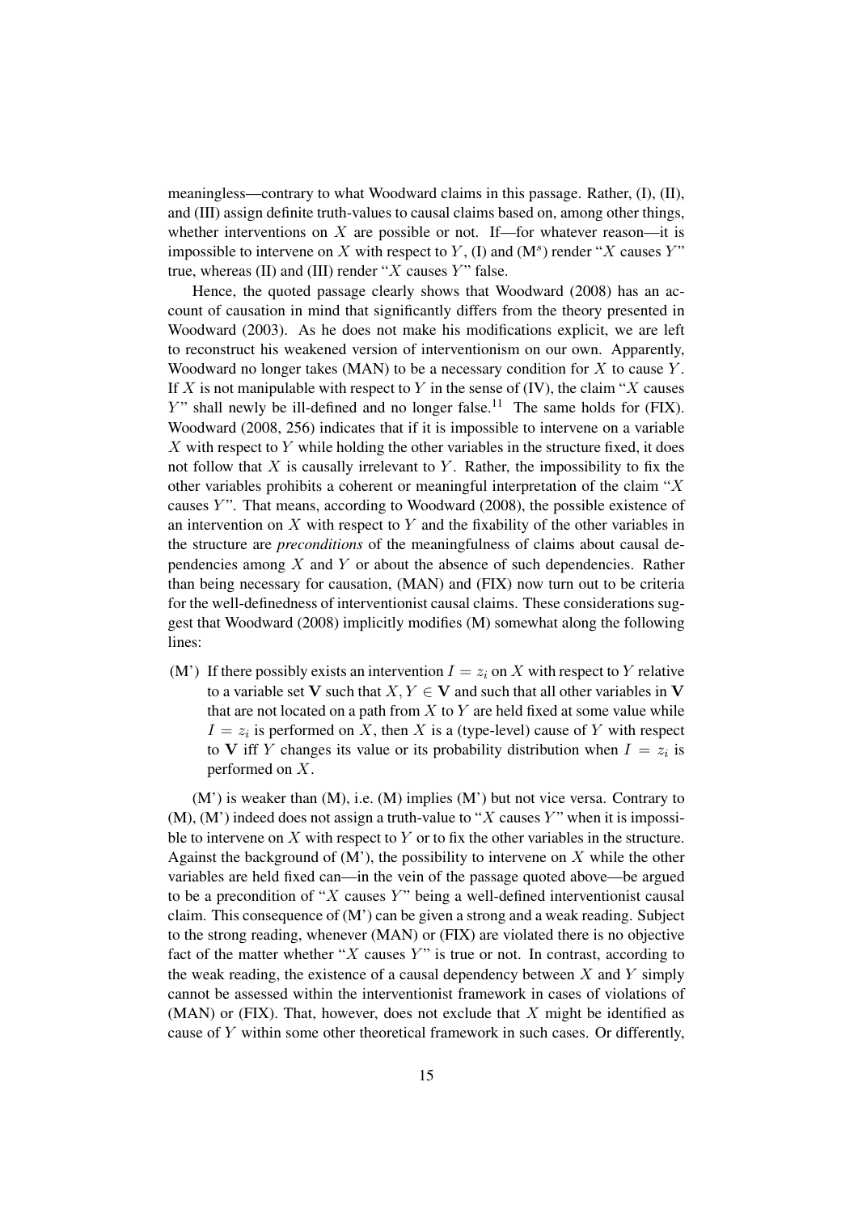meaningless—contrary to what Woodward claims in this passage. Rather, (I), (II), and (III) assign definite truth-values to causal claims based on, among other things, whether interventions on $X$ are possible or not. If—for whatever reason—it is impossible to intervene on $X$ with respect to $Y$, (I) and ($M^s$) render "$X$ causes $Y$" true, whereas (II) and (III) render "$X$ causes $Y$" false.

Hence, the quoted passage clearly shows that Woodward (2008) has an account of causation in mind that significantly differs from the theory presented in Woodward (2003). As he does not make his modifications explicit, we are left to reconstruct his weakened version of interventionism on our own. Apparently, Woodward no longer takes (MAN) to be a necessary condition for $X$ to cause $Y$. If $X$ is not manipulable with respect to $Y$ in the sense of (IV), the claim "$X$ causes $Y$" shall newly be ill-defined and no longer false.[11] The same holds for (FIX). Woodward (2008, 256) indicates that if it is impossible to intervene on a variable $X$ with respect to $Y$ while holding the other variables in the structure fixed, it does not follow that $X$ is causally irrelevant to $Y$. Rather, the impossibility to fix the other variables prohibits a coherent or meaningful interpretation of the claim "$X$ causes $Y$". That means, according to Woodward (2008), the possible existence of an intervention on $X$ with respect to $Y$ and the fixability of the other variables in the structure are *preconditions* of the meaningfulness of claims about causal dependencies among $X$ and $Y$ or about the absence of such dependencies. Rather than being necessary for causation, (MAN) and (FIX) now turn out to be criteria for the well-definedness of interventionist causal claims. These considerations suggest that Woodward (2008) implicitly modifies (M) somewhat along the following lines:

(M') If there possibly exists an intervention $I = z_i$ on $X$ with respect to $Y$ relative to a variable set $\mathbf{V}$ such that $X, Y \in \mathbf{V}$ and such that all other variables in $\mathbf{V}$ that are not located on a path from $X$ to $Y$ are held fixed at some value while $I = z_i$ is performed on $X$, then $X$ is a (type-level) cause of $Y$ with respect to $\mathbf{V}$ iff $Y$ changes its value or its probability distribution when $I = z_i$ is performed on $X$.

(M') is weaker than (M), i.e. (M) implies (M') but not vice versa. Contrary to (M), (M') indeed does not assign a truth-value to "$X$ causes $Y$" when it is impossible to intervene on $X$ with respect to $Y$ or to fix the other variables in the structure. Against the background of (M'), the possibility to intervene on $X$ while the other variables are held fixed can—in the vein of the passage quoted above—be argued to be a precondition of "$X$ causes $Y$" being a well-defined interventionist causal claim. This consequence of (M') can be given a strong and a weak reading. Subject to the strong reading, whenever (MAN) or (FIX) are violated there is no objective fact of the matter whether "$X$ causes $Y$" is true or not. In contrast, according to the weak reading, the existence of a causal dependency between $X$ and $Y$ simply cannot be assessed within the interventionist framework in cases of violations of (MAN) or (FIX). That, however, does not exclude that $X$ might be identified as cause of $Y$ within some other theoretical framework in such cases. Or differently,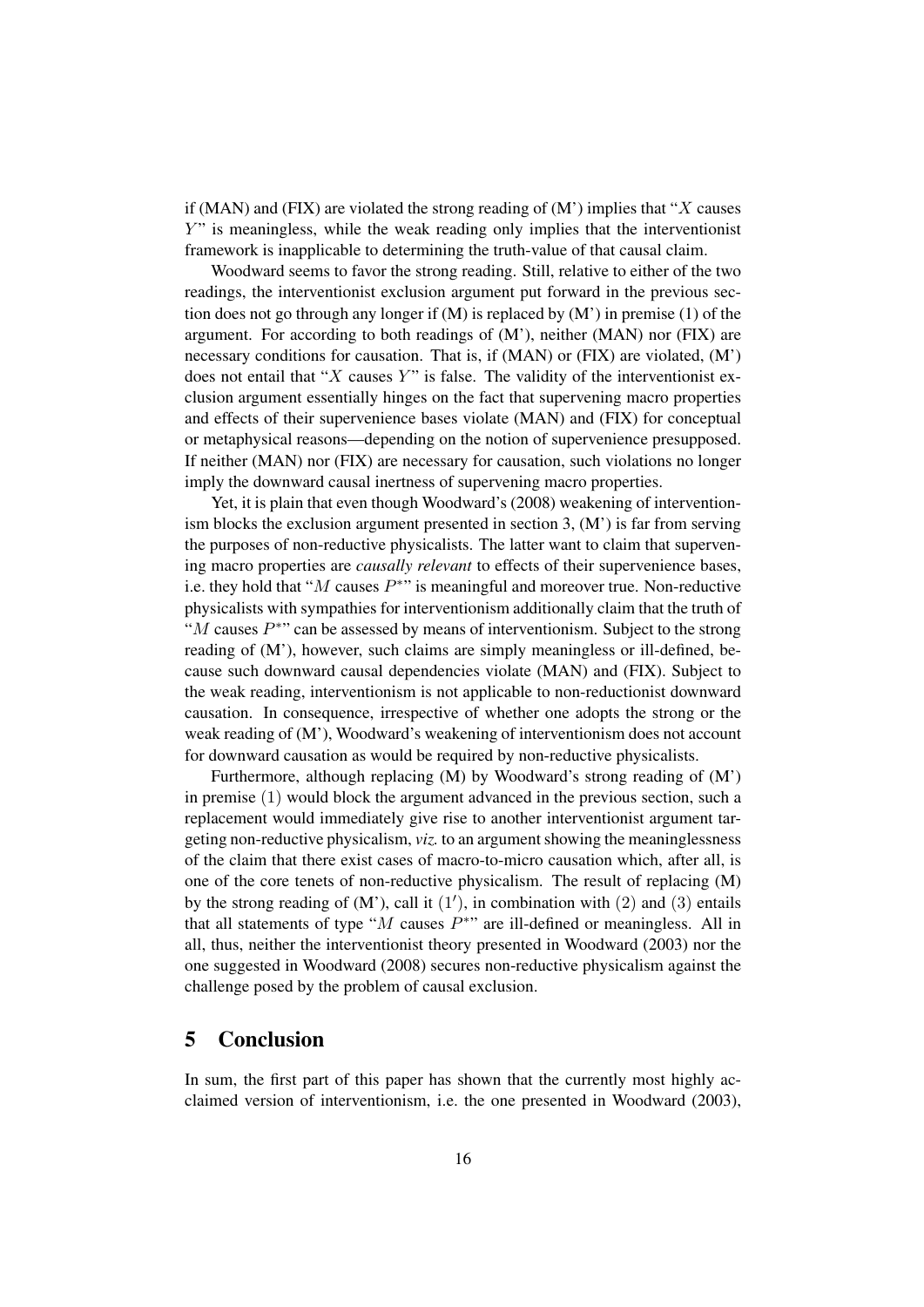if (MAN) and (FIX) are violated the strong reading of (M') implies that "$X$ causes $Y$" is meaningless, while the weak reading only implies that the interventionist framework is inapplicable to determining the truth-value of that causal claim.

Woodward seems to favor the strong reading. Still, relative to either of the two readings, the interventionist exclusion argument put forward in the previous section does not go through any longer if (M) is replaced by (M') in premise (1) of the argument. For according to both readings of (M'), neither (MAN) nor (FIX) are necessary conditions for causation. That is, if (MAN) or (FIX) are violated, (M') does not entail that "$X$ causes $Y$" is false. The validity of the interventionist exclusion argument essentially hinges on the fact that supervening macro properties and effects of their supervenience bases violate (MAN) and (FIX) for conceptual or metaphysical reasons—depending on the notion of supervenience presupposed. If neither (MAN) nor (FIX) are necessary for causation, such violations no longer imply the downward causal inertness of supervening macro properties.

Yet, it is plain that even though Woodward's (2008) weakening of interventionism blocks the exclusion argument presented in section 3, (M') is far from serving the purposes of non-reductive physicalists. The latter want to claim that supervening macro properties are *causally relevant* to effects of their supervenience bases, i.e. they hold that "$M$ causes $P^*$" is meaningful and moreover true. Non-reductive physicalists with sympathies for interventionism additionally claim that the truth of "$M$ causes $P^*$" can be assessed by means of interventionism. Subject to the strong reading of (M'), however, such claims are simply meaningless or ill-defined, because such downward causal dependencies violate (MAN) and (FIX). Subject to the weak reading, interventionism is not applicable to non-reductionist downward causation. In consequence, irrespective of whether one adopts the strong or the weak reading of (M'), Woodward's weakening of interventionism does not account for downward causation as would be required by non-reductive physicalists.

Furthermore, although replacing (M) by Woodward's strong reading of (M') in premise $(1)$ would block the argument advanced in the previous section, such a replacement would immediately give rise to another interventionist argument targeting non-reductive physicalism, *viz.* to an argument showing the meaninglessness of the claim that there exist cases of macro-to-micro causation which, after all, is one of the core tenets of non-reductive physicalism. The result of replacing (M) by the strong reading of (M'), call it $(1')$, in combination with $(2)$ and $(3)$ entails that all statements of type "$M$ causes $P^*$" are ill-defined or meaningless. All in all, thus, neither the interventionist theory presented in Woodward (2003) nor the one suggested in Woodward (2008) secures non-reductive physicalism against the challenge posed by the problem of causal exclusion.

## 5 Conclusion

In sum, the first part of this paper has shown that the currently most highly acclaimed version of interventionism, i.e. the one presented in Woodward (2003),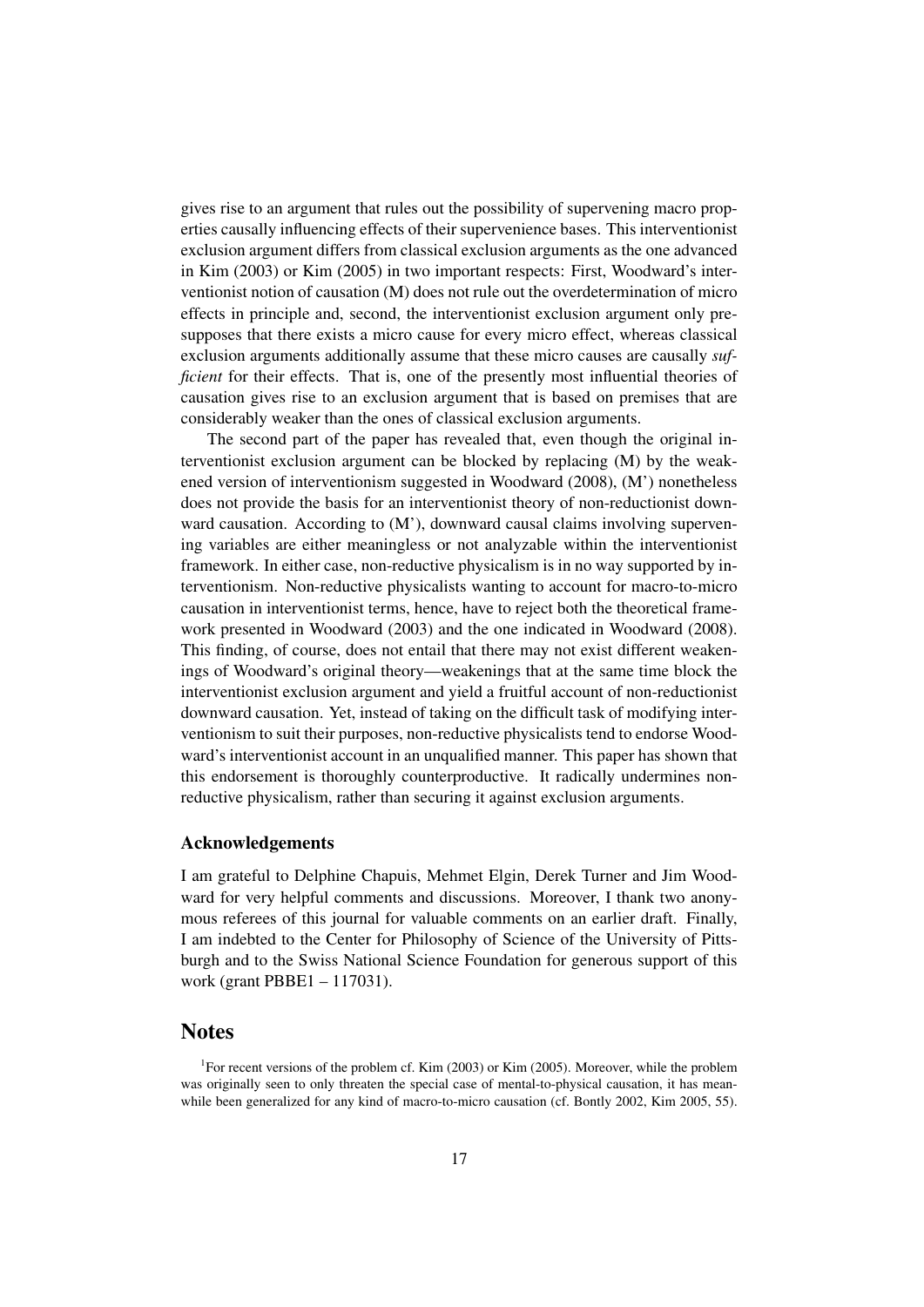gives rise to an argument that rules out the possibility of supervening macro properties causally influencing effects of their supervenience bases. This interventionist exclusion argument differs from classical exclusion arguments as the one advanced in Kim (2003) or Kim (2005) in two important respects: First, Woodward's interventionist notion of causation (M) does not rule out the overdetermination of micro effects in principle and, second, the interventionist exclusion argument only presupposes that there exists a micro cause for every micro effect, whereas classical exclusion arguments additionally assume that these micro causes are causally *sufficient* for their effects. That is, one of the presently most influential theories of causation gives rise to an exclusion argument that is based on premises that are considerably weaker than the ones of classical exclusion arguments.

The second part of the paper has revealed that, even though the original interventionist exclusion argument can be blocked by replacing (M) by the weakened version of interventionism suggested in Woodward (2008), (M') nonetheless does not provide the basis for an interventionist theory of non-reductionist downward causation. According to (M'), downward causal claims involving supervening variables are either meaningless or not analyzable within the interventionist framework. In either case, non-reductive physicalism is in no way supported by interventionism. Non-reductive physicalists wanting to account for macro-to-micro causation in interventionist terms, hence, have to reject both the theoretical framework presented in Woodward (2003) and the one indicated in Woodward (2008). This finding, of course, does not entail that there may not exist different weakenings of Woodward's original theory—weakenings that at the same time block the interventionist exclusion argument and yield a fruitful account of non-reductionist downward causation. Yet, instead of taking on the difficult task of modifying interventionism to suit their purposes, non-reductive physicalists tend to endorse Woodward's interventionist account in an unqualified manner. This paper has shown that this endorsement is thoroughly counterproductive. It radically undermines non-reductive physicalism, rather than securing it against exclusion arguments.

### Acknowledgements

I am grateful to Delphine Chapuis, Mehmet Elgin, Derek Turner and Jim Woodward for very helpful comments and discussions. Moreover, I thank two anonymous referees of this journal for valuable comments on an earlier draft. Finally, I am indebted to the Center for Philosophy of Science of the University of Pittsburgh and to the Swiss National Science Foundation for generous support of this work (grant PBBE1 – 117031).

## Notes

[1]For recent versions of the problem cf. Kim (2003) or Kim (2005). Moreover, while the problem was originally seen to only threaten the special case of mental-to-physical causation, it has meanwhile been generalized for any kind of macro-to-micro causation (cf. Bontly 2002, Kim 2005, 55).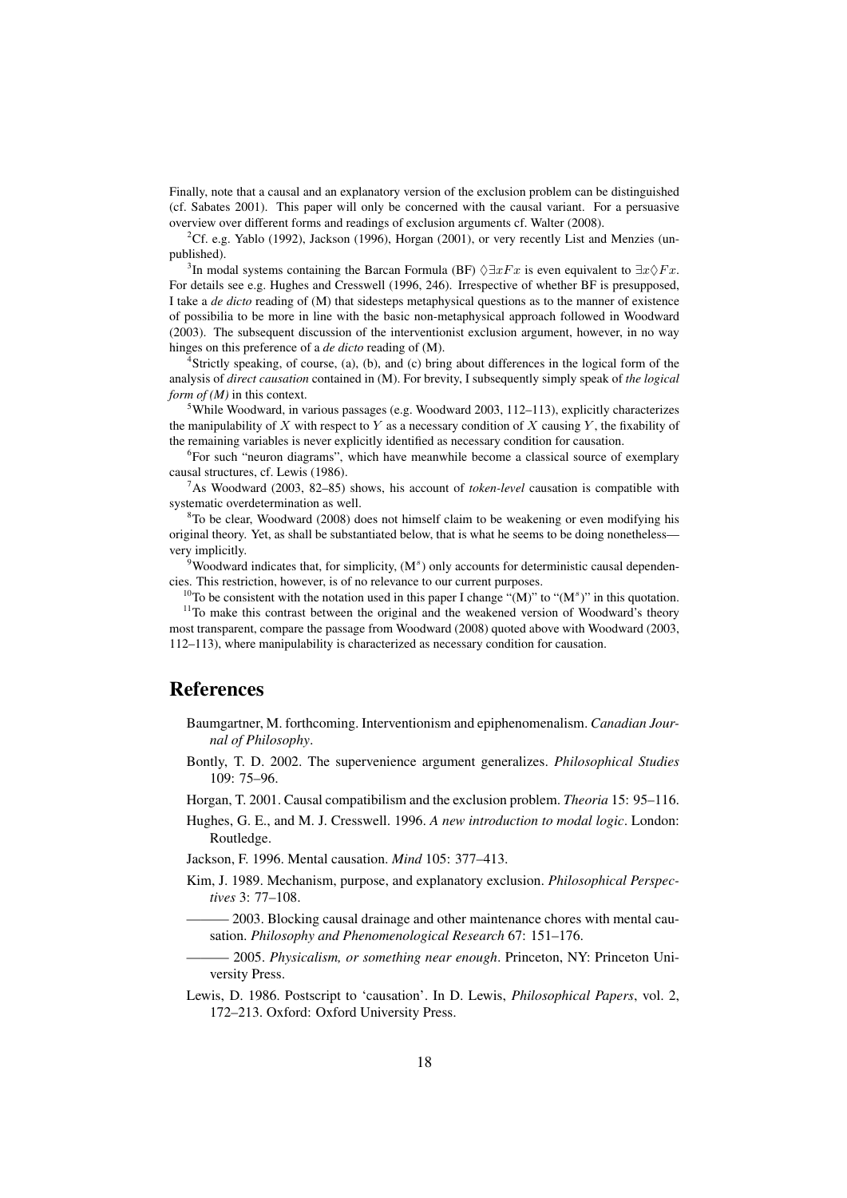Finally, note that a causal and an explanatory version of the exclusion problem can be distinguished (cf. Sabates 2001). This paper will only be concerned with the causal variant. For a persuasive overview over different forms and readings of exclusion arguments cf. Walter (2008).

[2]Cf. e.g. Yablo (1992), Jackson (1996), Horgan (2001), or very recently List and Menzies (unpublished).

[3]In modal systems containing the Barcan Formula (BF) $\Diamond\exists xFx$ is even equivalent to $\exists x\Diamond Fx$. For details see e.g. Hughes and Cresswell (1996, 246). Irrespective of whether BF is presupposed, I take a *de dicto* reading of (M) that sidesteps metaphysical questions as to the manner of existence of possibilia to be more in line with the basic non-metaphysical approach followed in Woodward (2003). The subsequent discussion of the interventionist exclusion argument, however, in no way hinges on this preference of a *de dicto* reading of (M).

[4]Strictly speaking, of course, (a), (b), and (c) bring about differences in the logical form of the analysis of *direct causation* contained in (M). For brevity, I subsequently simply speak of *the logical form of (M)* in this context.

[5]While Woodward, in various passages (e.g. Woodward 2003, 112–113), explicitly characterizes the manipulability of $X$ with respect to $Y$ as a necessary condition of $X$ causing $Y$, the fixability of the remaining variables is never explicitly identified as necessary condition for causation.

[6]For such "neuron diagrams", which have meanwhile become a classical source of exemplary causal structures, cf. Lewis (1986).

[7]As Woodward (2003, 82–85) shows, his account of *token-level* causation is compatible with systematic overdetermination as well.

[8]To be clear, Woodward (2008) does not himself claim to be weakening or even modifying his original theory. Yet, as shall be substantiated below, that is what he seems to be doing nonetheless—very implicitly.

[9]Woodward indicates that, for simplicity, ($M^s$) only accounts for deterministic causal dependencies. This restriction, however, is of no relevance to our current purposes.

[10]To be consistent with the notation used in this paper I change "(M)" to "($M^s$)" in this quotation.

[11]To make this contrast between the original and the weakened version of Woodward's theory most transparent, compare the passage from Woodward (2008) quoted above with Woodward (2003, 112–113), where manipulability is characterized as necessary condition for causation.

# References

Baumgartner, M. forthcoming. Interventionism and epiphenomenalism. *Canadian Journal of Philosophy*.

Bontly, T. D. 2002. The supervenience argument generalizes. *Philosophical Studies* 109: 75–96.

Horgan, T. 2001. Causal compatibilism and the exclusion problem. *Theoria* 15: 95–116.

Hughes, G. E., and M. J. Cresswell. 1996. *A new introduction to modal logic*. London: Routledge.

Jackson, F. 1996. Mental causation. *Mind* 105: 377–413.

Kim, J. 1989. Mechanism, purpose, and explanatory exclusion. *Philosophical Perspectives* 3: 77–108.

——— 2003. Blocking causal drainage and other maintenance chores with mental causation. *Philosophy and Phenomenological Research* 67: 151–176.

——— 2005. *Physicalism, or something near enough*. Princeton, NY: Princeton University Press.

Lewis, D. 1986. Postscript to 'causation'. In D. Lewis, *Philosophical Papers*, vol. 2, 172–213. Oxford: Oxford University Press.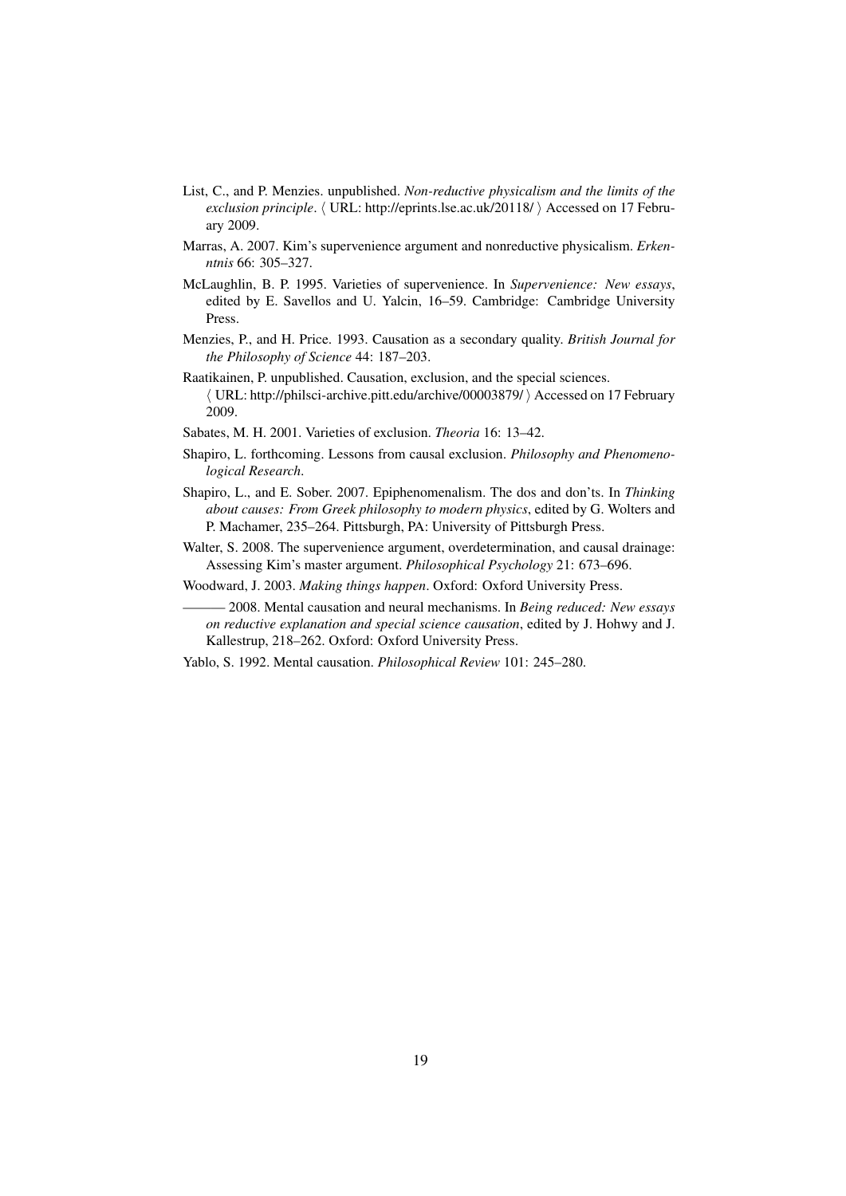List, C., and P. Menzies. unpublished. *Non-reductive physicalism and the limits of the exclusion principle*. ⟨ URL: http://eprints.lse.ac.uk/20118/ ⟩ Accessed on 17 February 2009.

Marras, A. 2007. Kim's supervenience argument and nonreductive physicalism. *Erkenntnis* 66: 305–327.

McLaughlin, B. P. 1995. Varieties of supervenience. In *Supervenience: New essays*, edited by E. Savellos and U. Yalcin, 16–59. Cambridge: Cambridge University Press.

Menzies, P., and H. Price. 1993. Causation as a secondary quality. *British Journal for the Philosophy of Science* 44: 187–203.

Raatikainen, P. unpublished. Causation, exclusion, and the special sciences. ⟨ URL: http://philsci-archive.pitt.edu/archive/00003879/ ⟩ Accessed on 17 February 2009.

Sabates, M. H. 2001. Varieties of exclusion. *Theoria* 16: 13–42.

Shapiro, L. forthcoming. Lessons from causal exclusion. *Philosophy and Phenomenological Research*.

Shapiro, L., and E. Sober. 2007. Epiphenomenalism. The dos and don'ts. In *Thinking about causes: From Greek philosophy to modern physics*, edited by G. Wolters and P. Machamer, 235–264. Pittsburgh, PA: University of Pittsburgh Press.

Walter, S. 2008. The supervenience argument, overdetermination, and causal drainage: Assessing Kim's master argument. *Philosophical Psychology* 21: 673–696.

Woodward, J. 2003. *Making things happen*. Oxford: Oxford University Press.

——— 2008. Mental causation and neural mechanisms. In *Being reduced: New essays on reductive explanation and special science causation*, edited by J. Hohwy and J. Kallestrup, 218–262. Oxford: Oxford University Press.

Yablo, S. 1992. Mental causation. *Philosophical Review* 101: 245–280.